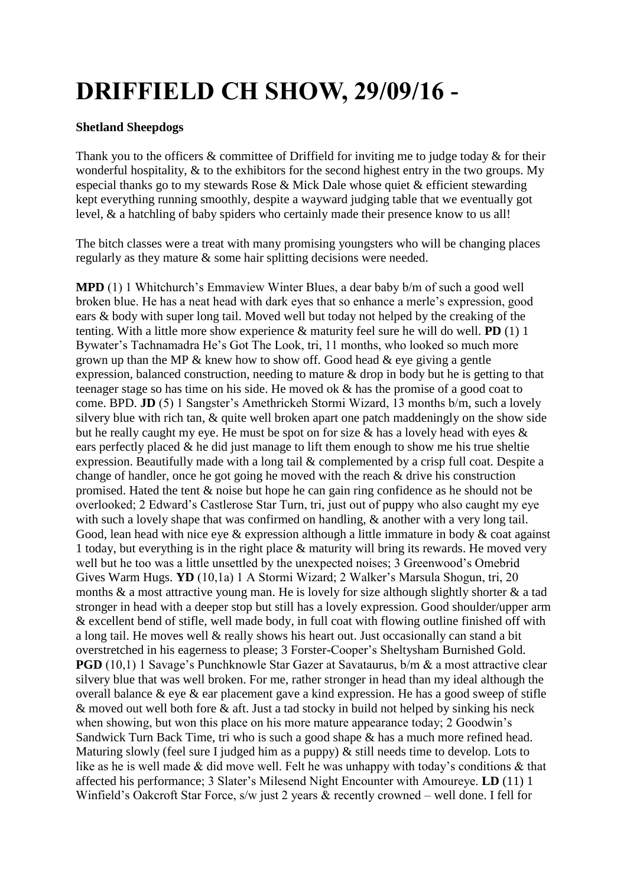# DRIFFIELD CH SHOW, 29/09/16 -

**Shetland Sheepdogs**

Thank you to the officers & committee of Driffield for inviting me to judge today & for their wonderful hospitality, & to the exhibitors for the second highest entry in the two groups. My especial thanks go to my stewards Rose & Mick Dale whose quiet & efficient stewarding kept everything running smoothly, despite a wayward judging table that we eventually got level, & a hatchling of baby spiders who certainly made their presence know to us all!

The bitch classes were a treat with many promising youngsters who will be changing places regularly as they mature & some hair splitting decisions were needed.

**MPD** (1) 1 Whitchurch's Emmaview Winter Blues, a dear baby b/m of such a good well broken blue. He has a neat head with dark eyes that so enhance a merle's expression, good ears & body with super long tail. Moved well but today not helped by the creaking of the tenting. With a little more show experience & maturity feel sure he will do well. **PD** (1) 1 Bywater's Tachnamadra He's Got The Look, tri, 11 months, who looked so much more grown up than the MP & knew how to show off. Good head & eye giving a gentle expression, balanced construction, needing to mature & drop in body but he is getting to that teenager stage so has time on his side. He moved ok & has the promise of a good coat to come. BPD. **JD** (5) 1 Sangster's Amethrickeh Stormi Wizard, 13 months b/m, such a lovely silvery blue with rich tan, & quite well broken apart one patch maddeningly on the show side but he really caught my eye. He must be spot on for size & has a lovely head with eyes & ears perfectly placed & he did just manage to lift them enough to show me his true sheltie expression. Beautifully made with a long tail & complemented by a crisp full coat. Despite a change of handler, once he got going he moved with the reach & drive his construction promised. Hated the tent & noise but hope he can gain ring confidence as he should not be overlooked; 2 Edward's Castlerose Star Turn, tri, just out of puppy who also caught my eye with such a lovely shape that was confirmed on handling, & another with a very long tail. Good, lean head with nice eye & expression although a little immature in body & coat against 1 today, but everything is in the right place & maturity will bring its rewards. He moved very well but he too was a little unsettled by the unexpected noises; 3 Greenwood's Omebrid Gives Warm Hugs. **YD** (10,1a) 1 A Stormi Wizard; 2 Walker's Marsula Shogun, tri, 20 months & a most attractive young man. He is lovely for size although slightly shorter & a tad stronger in head with a deeper stop but still has a lovely expression. Good shoulder/upper arm & excellent bend of stifle, well made body, in full coat with flowing outline finished off with a long tail. He moves well & really shows his heart out. Just occasionally can stand a bit overstretched in his eagerness to please; 3 Forster-Cooper's Sheltysham Burnished Gold. **PGD** (10,1) 1 Savage's Punchknowle Star Gazer at Savataurus, b/m & a most attractive clear silvery blue that was well broken. For me, rather stronger in head than my ideal although the overall balance & eye & ear placement gave a kind expression. He has a good sweep of stifle & moved out well both fore & aft. Just a tad stocky in build not helped by sinking his neck when showing, but won this place on his more mature appearance today; 2 Goodwin's Sandwick Turn Back Time, tri who is such a good shape & has a much more refined head. Maturing slowly (feel sure I judged him as a puppy) & still needs time to develop. Lots to like as he is well made & did move well. Felt he was unhappy with today's conditions & that affected his performance; 3 Slater's Milesend Night Encounter with Amoureye. **LD** (11) 1 Winfield's Oakcroft Star Force, s/w just 2 years & recently crowned – well done. I fell for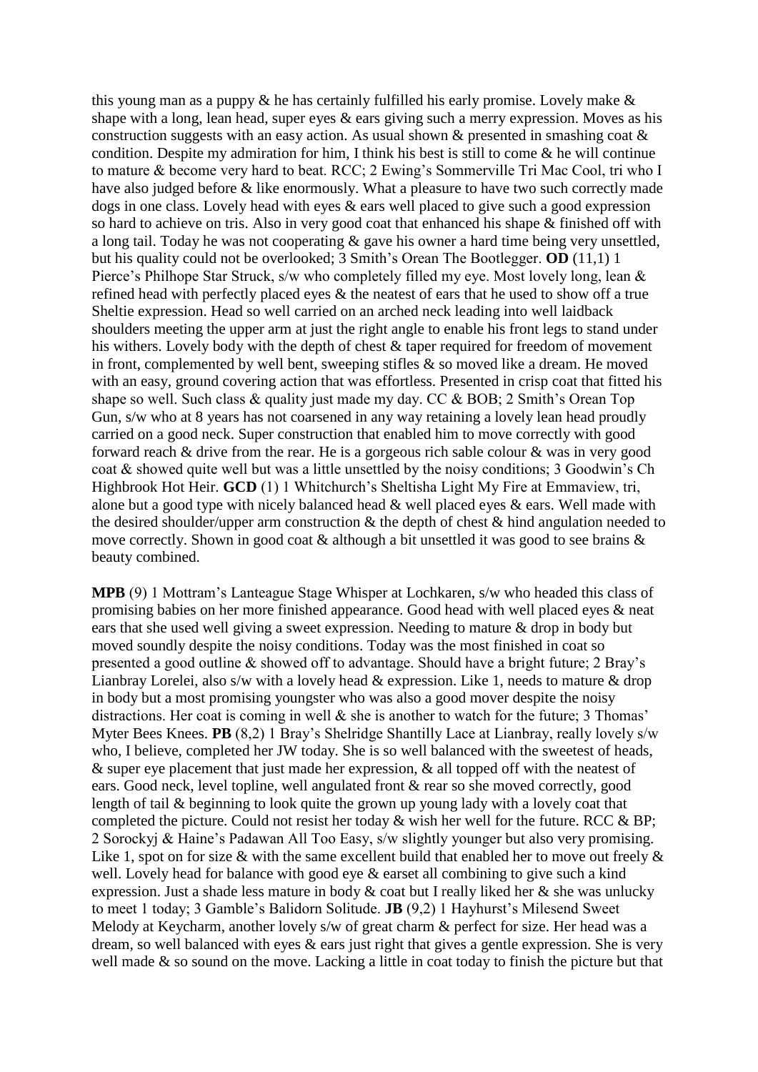this young man as a puppy & he has certainly fulfilled his early promise. Lovely make & shape with a long, lean head, super eyes & ears giving such a merry expression. Moves as his construction suggests with an easy action. As usual shown & presented in smashing coat & condition. Despite my admiration for him, I think his best is still to come & he will continue to mature & become very hard to beat. RCC; 2 Ewing's Sommerville Tri Mac Cool, tri who I have also judged before & like enormously. What a pleasure to have two such correctly made dogs in one class. Lovely head with eyes & ears well placed to give such a good expression so hard to achieve on tris. Also in very good coat that enhanced his shape & finished off with a long tail. Today he was not cooperating & gave his owner a hard time being very unsettled, but his quality could not be overlooked; 3 Smith's Orean The Bootlegger. **OD** (11,1) 1 Pierce's Philhope Star Struck, s/w who completely filled my eye. Most lovely long, lean & refined head with perfectly placed eyes & the neatest of ears that he used to show off a true Sheltie expression. Head so well carried on an arched neck leading into well laidback shoulders meeting the upper arm at just the right angle to enable his front legs to stand under his withers. Lovely body with the depth of chest & taper required for freedom of movement in front, complemented by well bent, sweeping stifles & so moved like a dream. He moved with an easy, ground covering action that was effortless. Presented in crisp coat that fitted his shape so well. Such class & quality just made my day. CC & BOB; 2 Smith's Orean Top Gun, s/w who at 8 years has not coarsened in any way retaining a lovely lean head proudly carried on a good neck. Super construction that enabled him to move correctly with good forward reach & drive from the rear. He is a gorgeous rich sable colour & was in very good coat & showed quite well but was a little unsettled by the noisy conditions; 3 Goodwin's Ch Highbrook Hot Heir. **GCD** (1) 1 Whitchurch's Sheltisha Light My Fire at Emmaview, tri, alone but a good type with nicely balanced head & well placed eyes & ears. Well made with the desired shoulder/upper arm construction & the depth of chest & hind angulation needed to move correctly. Shown in good coat & although a bit unsettled it was good to see brains & beauty combined.

**MPB** (9) 1 Mottram's Lanteague Stage Whisper at Lochkaren, s/w who headed this class of promising babies on her more finished appearance. Good head with well placed eyes & neat ears that she used well giving a sweet expression. Needing to mature & drop in body but moved soundly despite the noisy conditions. Today was the most finished in coat so presented a good outline & showed off to advantage. Should have a bright future; 2 Bray's Lianbray Lorelei, also s/w with a lovely head & expression. Like 1, needs to mature & drop in body but a most promising youngster who was also a good mover despite the noisy distractions. Her coat is coming in well & she is another to watch for the future; 3 Thomas' Myter Bees Knees. **PB** (8,2) 1 Bray's Shelridge Shantilly Lace at Lianbray, really lovely s/w who, I believe, completed her JW today. She is so well balanced with the sweetest of heads, & super eye placement that just made her expression, & all topped off with the neatest of ears. Good neck, level topline, well angulated front & rear so she moved correctly, good length of tail & beginning to look quite the grown up young lady with a lovely coat that completed the picture. Could not resist her today & wish her well for the future. RCC & BP; 2 Sorockyj & Haine's Padawan All Too Easy, s/w slightly younger but also very promising. Like 1, spot on for size & with the same excellent build that enabled her to move out freely & well. Lovely head for balance with good eye & earset all combining to give such a kind expression. Just a shade less mature in body & coat but I really liked her & she was unlucky to meet 1 today; 3 Gamble's Balidorn Solitude. **JB** (9,2) 1 Hayhurst's Milesend Sweet Melody at Keycharm, another lovely s/w of great charm & perfect for size. Her head was a dream, so well balanced with eyes & ears just right that gives a gentle expression. She is very well made & so sound on the move. Lacking a little in coat today to finish the picture but that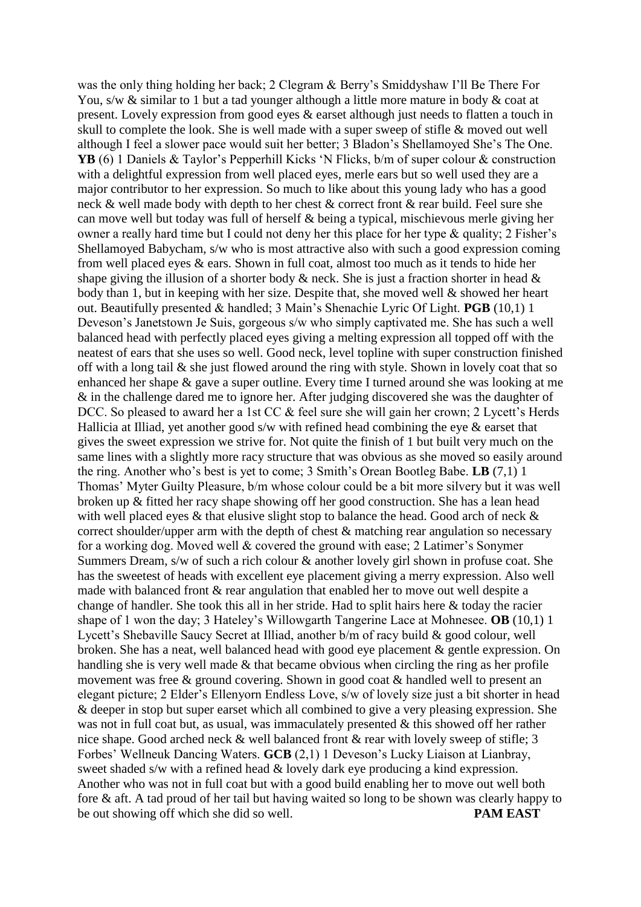was the only thing holding her back; 2 Clegram & Berry's Smiddyshaw I'll Be There For You, s/w & similar to 1 but a tad younger although a little more mature in body & coat at present. Lovely expression from good eyes & earset although just needs to flatten a touch in skull to complete the look. She is well made with a super sweep of stifle & moved out well although I feel a slower pace would suit her better; 3 Bladon's Shellamoyed She's The One. **YB** (6) 1 Daniels & Taylor's Pepperhill Kicks 'N Flicks, b/m of super colour & construction with a delightful expression from well placed eyes, merle ears but so well used they are a major contributor to her expression. So much to like about this young lady who has a good neck & well made body with depth to her chest & correct front & rear build. Feel sure she can move well but today was full of herself & being a typical, mischievous merle giving her owner a really hard time but I could not deny her this place for her type & quality; 2 Fisher's Shellamoyed Babycham, s/w who is most attractive also with such a good expression coming from well placed eyes & ears. Shown in full coat, almost too much as it tends to hide her shape giving the illusion of a shorter body & neck. She is just a fraction shorter in head & body than 1, but in keeping with her size. Despite that, she moved well & showed her heart out. Beautifully presented & handled; 3 Main's Shenachie Lyric Of Light. **PGB** (10,1) 1 Deveson's Janetstown Je Suis, gorgeous s/w who simply captivated me. She has such a well balanced head with perfectly placed eyes giving a melting expression all topped off with the neatest of ears that she uses so well. Good neck, level topline with super construction finished off with a long tail & she just flowed around the ring with style. Shown in lovely coat that so enhanced her shape & gave a super outline. Every time I turned around she was looking at me & in the challenge dared me to ignore her. After judging discovered she was the daughter of DCC. So pleased to award her a 1st CC & feel sure she will gain her crown; 2 Lycett's Herds Hallicia at Illiad, yet another good s/w with refined head combining the eye & earset that gives the sweet expression we strive for. Not quite the finish of 1 but built very much on the same lines with a slightly more racy structure that was obvious as she moved so easily around the ring. Another who's best is yet to come; 3 Smith's Orean Bootleg Babe. **LB** (7,1) 1 Thomas' Myter Guilty Pleasure, b/m whose colour could be a bit more silvery but it was well broken up & fitted her racy shape showing off her good construction. She has a lean head with well placed eyes & that elusive slight stop to balance the head. Good arch of neck & correct shoulder/upper arm with the depth of chest & matching rear angulation so necessary for a working dog. Moved well & covered the ground with ease; 2 Latimer's Sonymer Summers Dream, s/w of such a rich colour & another lovely girl shown in profuse coat. She has the sweetest of heads with excellent eye placement giving a merry expression. Also well made with balanced front & rear angulation that enabled her to move out well despite a change of handler. She took this all in her stride. Had to split hairs here & today the racier shape of 1 won the day; 3 Hateley's Willowgarth Tangerine Lace at Mohnesee. **OB** (10,1) 1 Lycett's Shebaville Saucy Secret at Illiad, another b/m of racy build & good colour, well broken. She has a neat, well balanced head with good eye placement & gentle expression. On handling she is very well made & that became obvious when circling the ring as her profile movement was free & ground covering. Shown in good coat & handled well to present an elegant picture; 2 Elder's Ellenyorn Endless Love, s/w of lovely size just a bit shorter in head & deeper in stop but super earset which all combined to give a very pleasing expression. She was not in full coat but, as usual, was immaculately presented & this showed off her rather nice shape. Good arched neck & well balanced front & rear with lovely sweep of stifle; 3 Forbes' Wellneuk Dancing Waters. **GCB** (2,1) 1 Deveson's Lucky Liaison at Lianbray, sweet shaded s/w with a refined head & lovely dark eye producing a kind expression. Another who was not in full coat but with a good build enabling her to move out well both fore & aft. A tad proud of her tail but having waited so long to be shown was clearly happy to be out showing off which she did so well. **PAM EAST**